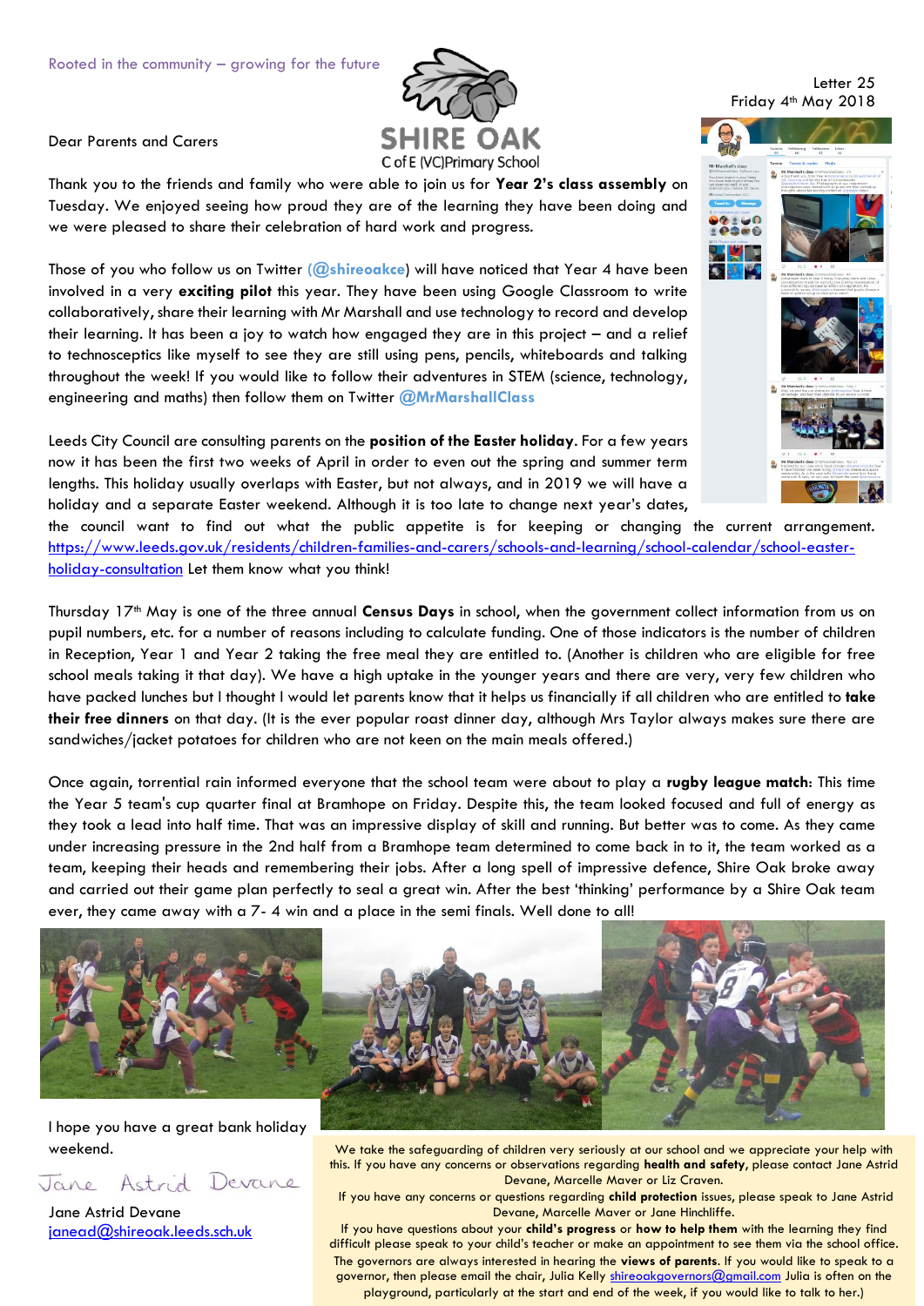Rooted in the community – growing for the future

SHIRE OAK
C of E (VC) Primary School

Letter 25
Friday 4th May 2018

Dear Parents and Carers

Thank you to the friends and family who were able to join us for **Year 2's class assembly** on Tuesday. We enjoyed seeing how proud they are of the learning they have been doing and we were pleased to share their celebration of hard work and progress.

Those of you who follow us on Twitter (**@shireoakce**) will have noticed that Year 4 have been involved in a very **exciting pilot** this year. They have been using Google Classroom to write collaboratively, share their learning with Mr Marshall and use technology to record and develop their learning. It has been a joy to watch how engaged they are in this project – and a relief to technosceptics like myself to see they are still using pens, pencils, whiteboards and talking throughout the week! If you would like to follow their adventures in STEM (science, technology, engineering and maths) then follow them on Twitter **@MrMarshallClass**

Leeds City Council are consulting parents on the **position of the Easter holiday**. For a few years now it has been the first two weeks of April in order to even out the spring and summer term lengths. This holiday usually overlaps with Easter, but not always, and in 2019 we will have a holiday and a separate Easter weekend. Although it is too late to change next year's dates, the council want to find out what the public appetite is for keeping or changing the current arrangement. https://www.leeds.gov.uk/residents/children-families-and-carers/schools-and-learning/school-calendar/school-easter-holiday-consultation Let them know what you think!

Thursday 17th May is one of the three annual **Census Days** in school, when the government collect information from us on pupil numbers, etc. for a number of reasons including to calculate funding. One of those indicators is the number of children in Reception, Year 1 and Year 2 taking the free meal they are entitled to. (Another is children who are eligible for free school meals taking it that day). We have a high uptake in the younger years and there are very, very few children who have packed lunches but I thought I would let parents know that it helps us financially if all children who are entitled to **take their free dinners** on that day. (It is the ever popular roast dinner day, although Mrs Taylor always makes sure there are sandwiches/jacket potatoes for children who are not keen on the main meals offered.)

Once again, torrential rain informed everyone that the school team were about to play a **rugby league match**: This time the Year 5 team's cup quarter final at Bramhope on Friday. Despite this, the team looked focused and full of energy as they took a lead into half time. That was an impressive display of skill and running. But better was to come. As they came under increasing pressure in the 2nd half from a Bramhope team determined to come back in to it, the team worked as a team, keeping their heads and remembering their jobs. After a long spell of impressive defence, Shire Oak broke away and carried out their game plan perfectly to seal a great win. After the best 'thinking' performance by a Shire Oak team ever, they came away with a 7- 4 win and a place in the semi finals. Well done to all!

I hope you have a great bank holiday weekend.

Jane Astrid Devane

Jane Astrid Devane
janead@shireoak.leeds.sch.uk

We take the safeguarding of children very seriously at our school and we appreciate your help with this. If you have any concerns or observations regarding **health and safety**, please contact Jane Astrid Devane, Marcelle Maver or Liz Craven.

If you have any concerns or questions regarding **child protection** issues, please speak to Jane Astrid Devane, Marcelle Maver or Jane Hinchliffe.

If you have questions about your **child's progress** or **how to help them** with the learning they find difficult please speak to your child's teacher or make an appointment to see them via the school office.

The governors are always interested in hearing the **views of parents**. If you would like to speak to a governor, then please email the chair, Julia Kelly shireoakgovernors@gmail.com Julia is often on the playground, particularly at the start and end of the week, if you would like to talk to her.)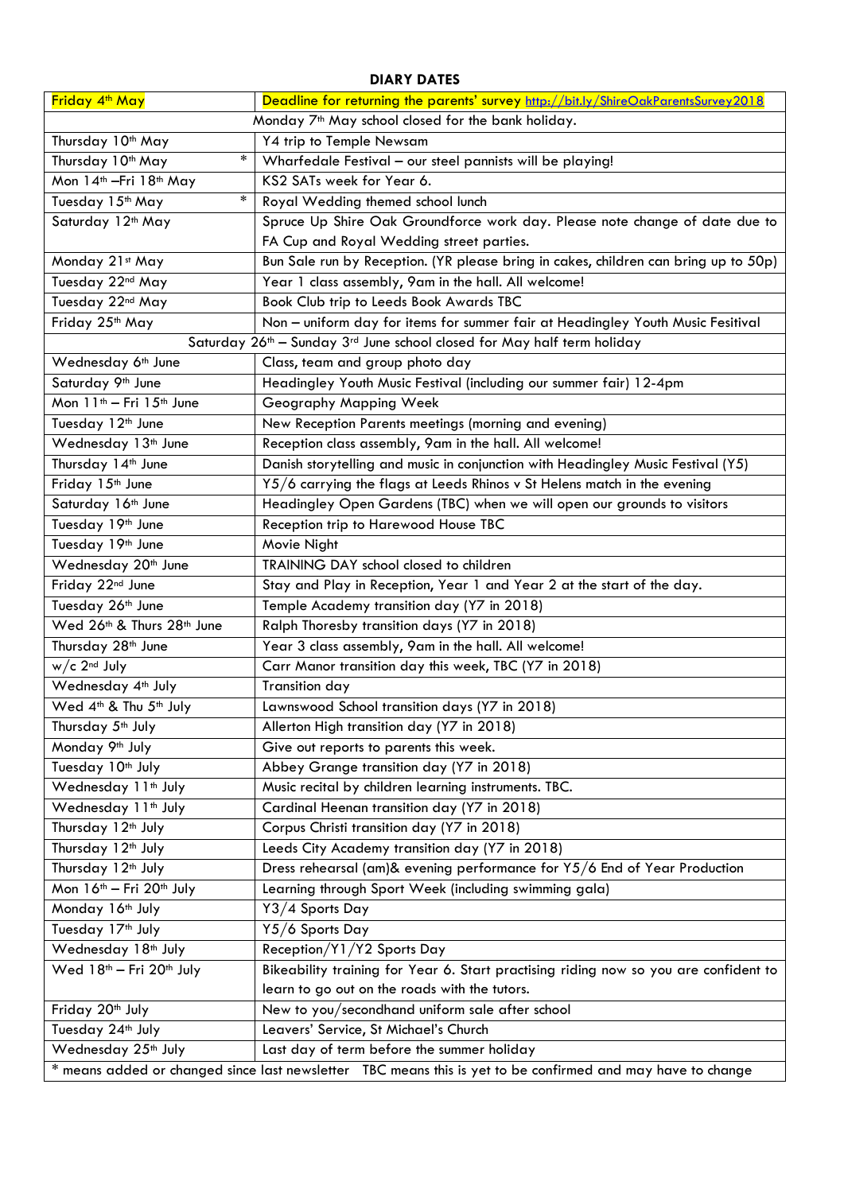## DIARY DATES

| | |
|---|---|
| Friday 4th May | Deadline for returning the parents' survey http://bit.ly/ShireOakParentsSurvey2018 |
| Monday 7th May school closed for the bank holiday. | |
| Thursday 10th May | Y4 trip to Temple Newsam |
| Thursday 10th May * | Wharfedale Festival – our steel pannists will be playing! |
| Mon 14th –Fri 18th May | KS2 SATs week for Year 6. |
| Tuesday 15th May * | Royal Wedding themed school lunch |
| Saturday 12th May | Spruce Up Shire Oak Groundforce work day. Please note change of date due to FA Cup and Royal Wedding street parties. |
| Monday 21st May | Bun Sale run by Reception. (YR please bring in cakes, children can bring up to 50p) |
| Tuesday 22nd May | Year 1 class assembly, 9am in the hall. All welcome! |
| Tuesday 22nd May | Book Club trip to Leeds Book Awards TBC |
| Friday 25th May | Non – uniform day for items for summer fair at Headingley Youth Music Fesitival |
| Saturday 26th – Sunday 3rd June school closed for May half term holiday | |
| Wednesday 6th June | Class, team and group photo day |
| Saturday 9th June | Headingley Youth Music Festival (including our summer fair) 12-4pm |
| Mon 11th – Fri 15th June | Geography Mapping Week |
| Tuesday 12th June | New Reception Parents meetings (morning and evening) |
| Wednesday 13th June | Reception class assembly, 9am in the hall. All welcome! |
| Thursday 14th June | Danish storytelling and music in conjunction with Headingley Music Festival (Y5) |
| Friday 15th June | Y5/6 carrying the flags at Leeds Rhinos v St Helens match in the evening |
| Saturday 16th June | Headingley Open Gardens (TBC) when we will open our grounds to visitors |
| Tuesday 19th June | Reception trip to Harewood House TBC |
| Tuesday 19th June | Movie Night |
| Wednesday 20th June | TRAINING DAY school closed to children |
| Friday 22nd June | Stay and Play in Reception, Year 1 and Year 2 at the start of the day. |
| Tuesday 26th June | Temple Academy transition day (Y7 in 2018) |
| Wed 26th & Thurs 28th June | Ralph Thoresby transition days (Y7 in 2018) |
| Thursday 28th June | Year 3 class assembly, 9am in the hall. All welcome! |
| w/c 2nd July | Carr Manor transition day this week, TBC (Y7 in 2018) |
| Wednesday 4th July | Transition day |
| Wed 4th & Thu 5th July | Lawnswood School transition days (Y7 in 2018) |
| Thursday 5th July | Allerton High transition day (Y7 in 2018) |
| Monday 9th July | Give out reports to parents this week. |
| Tuesday 10th July | Abbey Grange transition day (Y7 in 2018) |
| Wednesday 11th July | Music recital by children learning instruments. TBC. |
| Wednesday 11th July | Cardinal Heenan transition day (Y7 in 2018) |
| Thursday 12th July | Corpus Christi transition day (Y7 in 2018) |
| Thursday 12th July | Leeds City Academy transition day (Y7 in 2018) |
| Thursday 12th July | Dress rehearsal (am)& evening performance for Y5/6 End of Year Production |
| Mon 16th – Fri 20th July | Learning through Sport Week (including swimming gala) |
| Monday 16th July | Y3/4 Sports Day |
| Tuesday 17th July | Y5/6 Sports Day |
| Wednesday 18th July | Reception/Y1/Y2 Sports Day |
| Wed 18th – Fri 20th July | Bikeability training for Year 6. Start practising riding now so you are confident to learn to go out on the roads with the tutors. |
| Friday 20th July | New to you/secondhand uniform sale after school |
| Tuesday 24th July | Leavers' Service, St Michael's Church |
| Wednesday 25th July | Last day of term before the summer holiday |
| * means added or changed since last newsletter TBC means this is yet to be confirmed and may have to change | |